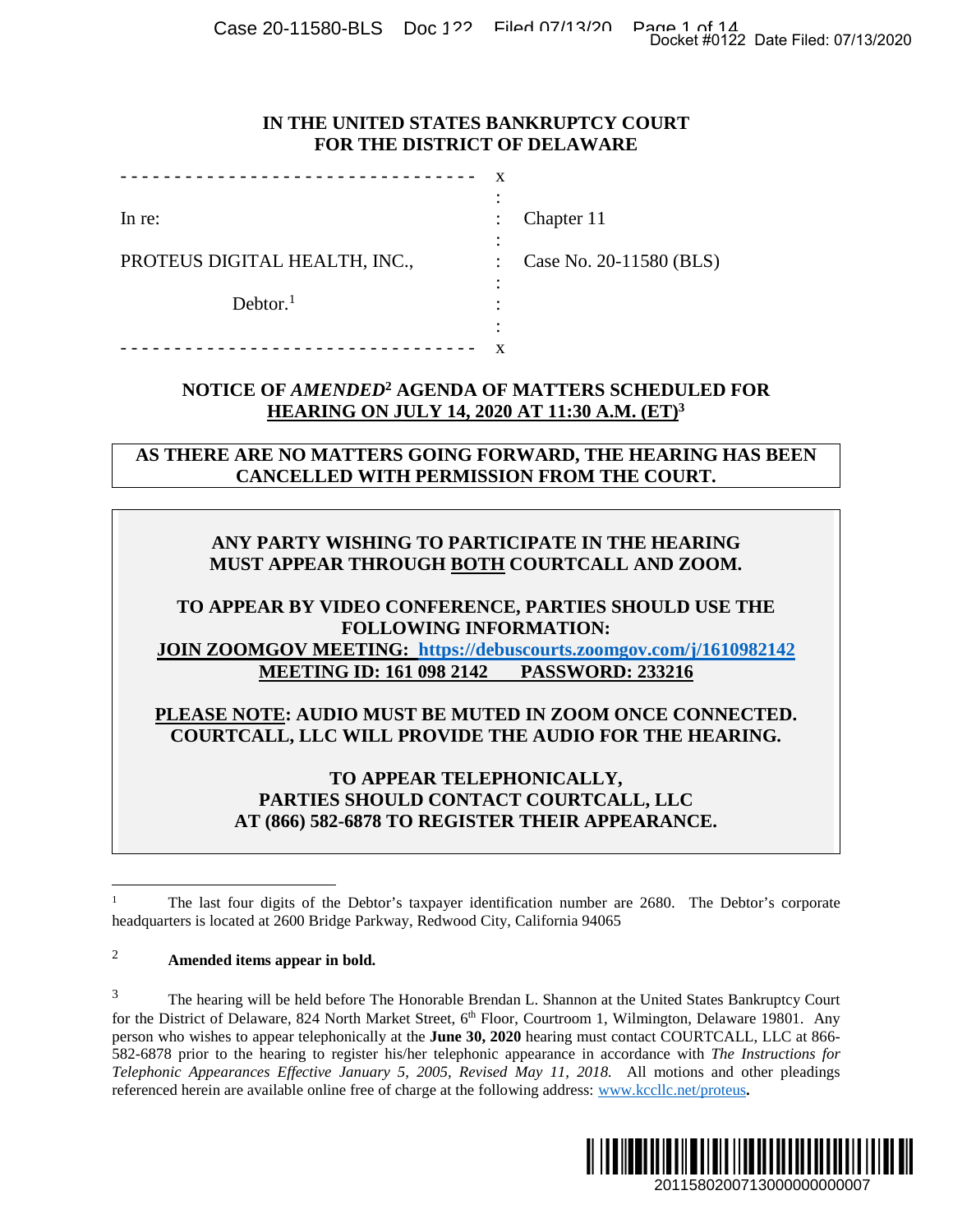**IN THE UNITED STATES BANKRUPTCY COURT**
**FOR THE DISTRICT OF DELAWARE**

| | | |
|---|---|---|
| In re: | : | Chapter 11 |
| PROTEUS DIGITAL HEALTH, INC., | : | Case No. 20-11580 (BLS) |
| Debtor.[1] | : | |

**NOTICE OF *AMENDED*[2] AGENDA OF MATTERS SCHEDULED FOR HEARING ON JULY 14, 2020 AT 11:30 A.M. (ET)[3]**

**AS THERE ARE NO MATTERS GOING FORWARD, THE HEARING HAS BEEN CANCELLED WITH PERMISSION FROM THE COURT.**

**ANY PARTY WISHING TO PARTICIPATE IN THE HEARING MUST APPEAR THROUGH BOTH COURTCALL AND ZOOM.**

**TO APPEAR BY VIDEO CONFERENCE, PARTIES SHOULD USE THE FOLLOWING INFORMATION:**
**JOIN ZOOMGOV MEETING: https://debuscourts.zoomgov.com/j/1610982142**
**MEETING ID: 161 098 2142 PASSWORD: 233216**

**PLEASE NOTE: AUDIO MUST BE MUTED IN ZOOM ONCE CONNECTED. COURTCALL, LLC WILL PROVIDE THE AUDIO FOR THE HEARING.**

**TO APPEAR TELEPHONICALLY, PARTIES SHOULD CONTACT COURTCALL, LLC AT (866) 582-6878 TO REGISTER THEIR APPEARANCE.**

---

[1] The last four digits of the Debtor's taxpayer identification number are 2680. The Debtor's corporate headquarters is located at 2600 Bridge Parkway, Redwood City, California 94065

[2] **Amended items appear in bold.**

[3] The hearing will be held before The Honorable Brendan L. Shannon at the United States Bankruptcy Court for the District of Delaware, 824 North Market Street, 6th Floor, Courtroom 1, Wilmington, Delaware 19801. Any person who wishes to appear telephonically at the **June 30, 2020** hearing must contact COURTCALL, LLC at 866-582-6878 prior to the hearing to register his/her telephonic appearance in accordance with *The Instructions for Telephonic Appearances Effective January 5, 2005, Revised May 11, 2018.* All motions and other pleadings referenced herein are available online free of charge at the following address: www.kccllc.net/proteus**.**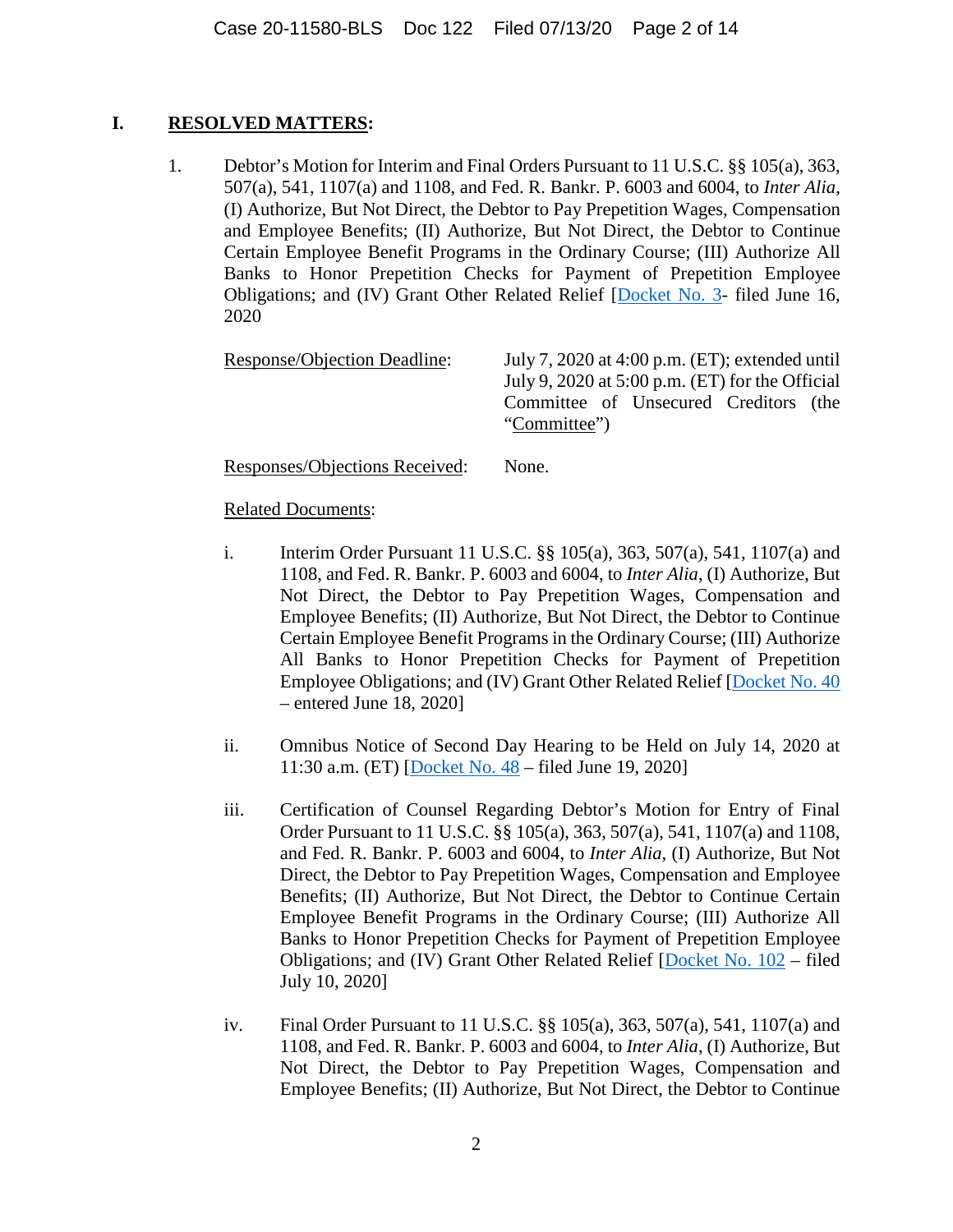## I. **RESOLVED MATTERS:**

1. Debtor's Motion for Interim and Final Orders Pursuant to 11 U.S.C. §§ 105(a), 363, 507(a), 541, 1107(a) and 1108, and Fed. R. Bankr. P. 6003 and 6004, to *Inter Alia*, (I) Authorize, But Not Direct, the Debtor to Pay Prepetition Wages, Compensation and Employee Benefits; (II) Authorize, But Not Direct, the Debtor to Continue Certain Employee Benefit Programs in the Ordinary Course; (III) Authorize All Banks to Honor Prepetition Checks for Payment of Prepetition Employee Obligations; and (IV) Grant Other Related Relief [Docket No. 3- filed June 16, 2020

   Response/Objection Deadline: July 7, 2020 at 4:00 p.m. (ET); extended until July 9, 2020 at 5:00 p.m. (ET) for the Official Committee of Unsecured Creditors (the "Committee")

   Responses/Objections Received: None.

   Related Documents:

   i. Interim Order Pursuant 11 U.S.C. §§ 105(a), 363, 507(a), 541, 1107(a) and 1108, and Fed. R. Bankr. P. 6003 and 6004, to *Inter Alia*, (I) Authorize, But Not Direct, the Debtor to Pay Prepetition Wages, Compensation and Employee Benefits; (II) Authorize, But Not Direct, the Debtor to Continue Certain Employee Benefit Programs in the Ordinary Course; (III) Authorize All Banks to Honor Prepetition Checks for Payment of Prepetition Employee Obligations; and (IV) Grant Other Related Relief [Docket No. 40 – entered June 18, 2020]

   ii. Omnibus Notice of Second Day Hearing to be Held on July 14, 2020 at 11:30 a.m. (ET) [Docket No. 48 – filed June 19, 2020]

   iii. Certification of Counsel Regarding Debtor's Motion for Entry of Final Order Pursuant to 11 U.S.C. §§ 105(a), 363, 507(a), 541, 1107(a) and 1108, and Fed. R. Bankr. P. 6003 and 6004, to *Inter Alia*, (I) Authorize, But Not Direct, the Debtor to Pay Prepetition Wages, Compensation and Employee Benefits; (II) Authorize, But Not Direct, the Debtor to Continue Certain Employee Benefit Programs in the Ordinary Course; (III) Authorize All Banks to Honor Prepetition Checks for Payment of Prepetition Employee Obligations; and (IV) Grant Other Related Relief [Docket No. 102 – filed July 10, 2020]

   iv. Final Order Pursuant to 11 U.S.C. §§ 105(a), 363, 507(a), 541, 1107(a) and 1108, and Fed. R. Bankr. P. 6003 and 6004, to *Inter Alia*, (I) Authorize, But Not Direct, the Debtor to Pay Prepetition Wages, Compensation and Employee Benefits; (II) Authorize, But Not Direct, the Debtor to Continue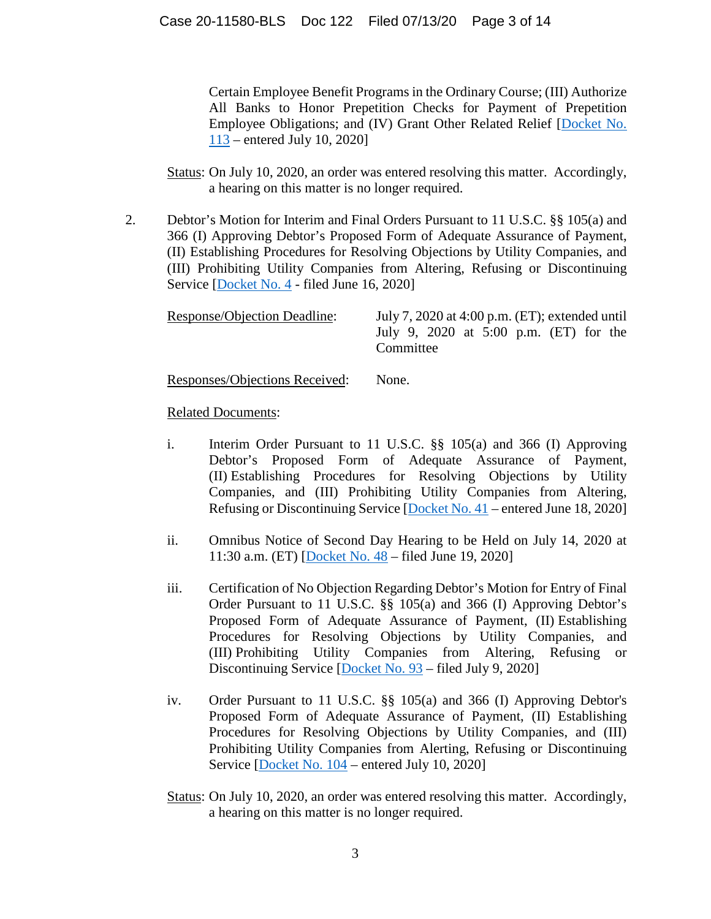Certain Employee Benefit Programs in the Ordinary Course; (III) Authorize All Banks to Honor Prepetition Checks for Payment of Prepetition Employee Obligations; and (IV) Grant Other Related Relief [Docket No. 113 – entered July 10, 2020]

Status: On July 10, 2020, an order was entered resolving this matter. Accordingly, a hearing on this matter is no longer required.

2. Debtor's Motion for Interim and Final Orders Pursuant to 11 U.S.C. §§ 105(a) and 366 (I) Approving Debtor's Proposed Form of Adequate Assurance of Payment, (II) Establishing Procedures for Resolving Objections by Utility Companies, and (III) Prohibiting Utility Companies from Altering, Refusing or Discontinuing Service [Docket No. 4 - filed June 16, 2020]

Response/Objection Deadline: July 7, 2020 at 4:00 p.m. (ET); extended until July 9, 2020 at 5:00 p.m. (ET) for the Committee

Responses/Objections Received: None.

Related Documents:

i. Interim Order Pursuant to 11 U.S.C. §§ 105(a) and 366 (I) Approving Debtor's Proposed Form of Adequate Assurance of Payment, (II) Establishing Procedures for Resolving Objections by Utility Companies, and (III) Prohibiting Utility Companies from Altering, Refusing or Discontinuing Service [Docket No. 41 – entered June 18, 2020]

ii. Omnibus Notice of Second Day Hearing to be Held on July 14, 2020 at 11:30 a.m. (ET) [Docket No. 48 – filed June 19, 2020]

iii. Certification of No Objection Regarding Debtor's Motion for Entry of Final Order Pursuant to 11 U.S.C. §§ 105(a) and 366 (I) Approving Debtor's Proposed Form of Adequate Assurance of Payment, (II) Establishing Procedures for Resolving Objections by Utility Companies, and (III) Prohibiting Utility Companies from Altering, Refusing or Discontinuing Service [Docket No. 93 – filed July 9, 2020]

iv. Order Pursuant to 11 U.S.C. §§ 105(a) and 366 (I) Approving Debtor's Proposed Form of Adequate Assurance of Payment, (II) Establishing Procedures for Resolving Objections by Utility Companies, and (III) Prohibiting Utility Companies from Alerting, Refusing or Discontinuing Service [Docket No. 104 – entered July 10, 2020]

Status: On July 10, 2020, an order was entered resolving this matter. Accordingly, a hearing on this matter is no longer required.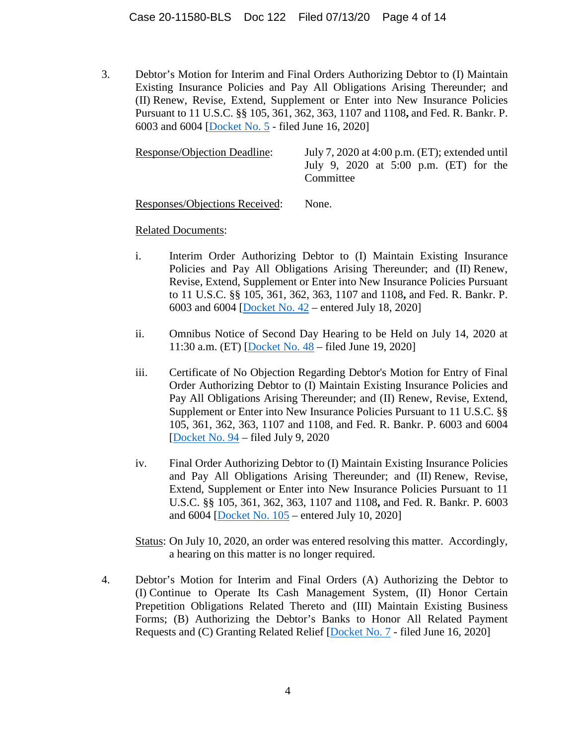3. Debtor's Motion for Interim and Final Orders Authorizing Debtor to (I) Maintain Existing Insurance Policies and Pay All Obligations Arising Thereunder; and (II) Renew, Revise, Extend, Supplement or Enter into New Insurance Policies Pursuant to 11 U.S.C. §§ 105, 361, 362, 363, 1107 and 1108**,** and Fed. R. Bankr. P. 6003 and 6004 [Docket No. 5 - filed June 16, 2020]

   Response/Objection Deadline: July 7, 2020 at 4:00 p.m. (ET); extended until July 9, 2020 at 5:00 p.m. (ET) for the Committee

   Responses/Objections Received: None.

   Related Documents:

   i. Interim Order Authorizing Debtor to (I) Maintain Existing Insurance Policies and Pay All Obligations Arising Thereunder; and (II) Renew, Revise, Extend, Supplement or Enter into New Insurance Policies Pursuant to 11 U.S.C. §§ 105, 361, 362, 363, 1107 and 1108**,** and Fed. R. Bankr. P. 6003 and 6004 [Docket No. 42 – entered July 18, 2020]

   ii. Omnibus Notice of Second Day Hearing to be Held on July 14, 2020 at 11:30 a.m. (ET) [Docket No. 48 – filed June 19, 2020]

   iii. Certificate of No Objection Regarding Debtor's Motion for Entry of Final Order Authorizing Debtor to (I) Maintain Existing Insurance Policies and Pay All Obligations Arising Thereunder; and (II) Renew, Revise, Extend, Supplement or Enter into New Insurance Policies Pursuant to 11 U.S.C. §§ 105, 361, 362, 363, 1107 and 1108, and Fed. R. Bankr. P. 6003 and 6004 [Docket No. 94 – filed July 9, 2020

   iv. Final Order Authorizing Debtor to (I) Maintain Existing Insurance Policies and Pay All Obligations Arising Thereunder; and (II) Renew, Revise, Extend, Supplement or Enter into New Insurance Policies Pursuant to 11 U.S.C. §§ 105, 361, 362, 363, 1107 and 1108**,** and Fed. R. Bankr. P. 6003 and 6004 [Docket No. 105 – entered July 10, 2020]

   Status: On July 10, 2020, an order was entered resolving this matter. Accordingly, a hearing on this matter is no longer required.

4. Debtor's Motion for Interim and Final Orders (A) Authorizing the Debtor to (I) Continue to Operate Its Cash Management System, (II) Honor Certain Prepetition Obligations Related Thereto and (III) Maintain Existing Business Forms; (B) Authorizing the Debtor's Banks to Honor All Related Payment Requests and (C) Granting Related Relief [Docket No. 7 - filed June 16, 2020]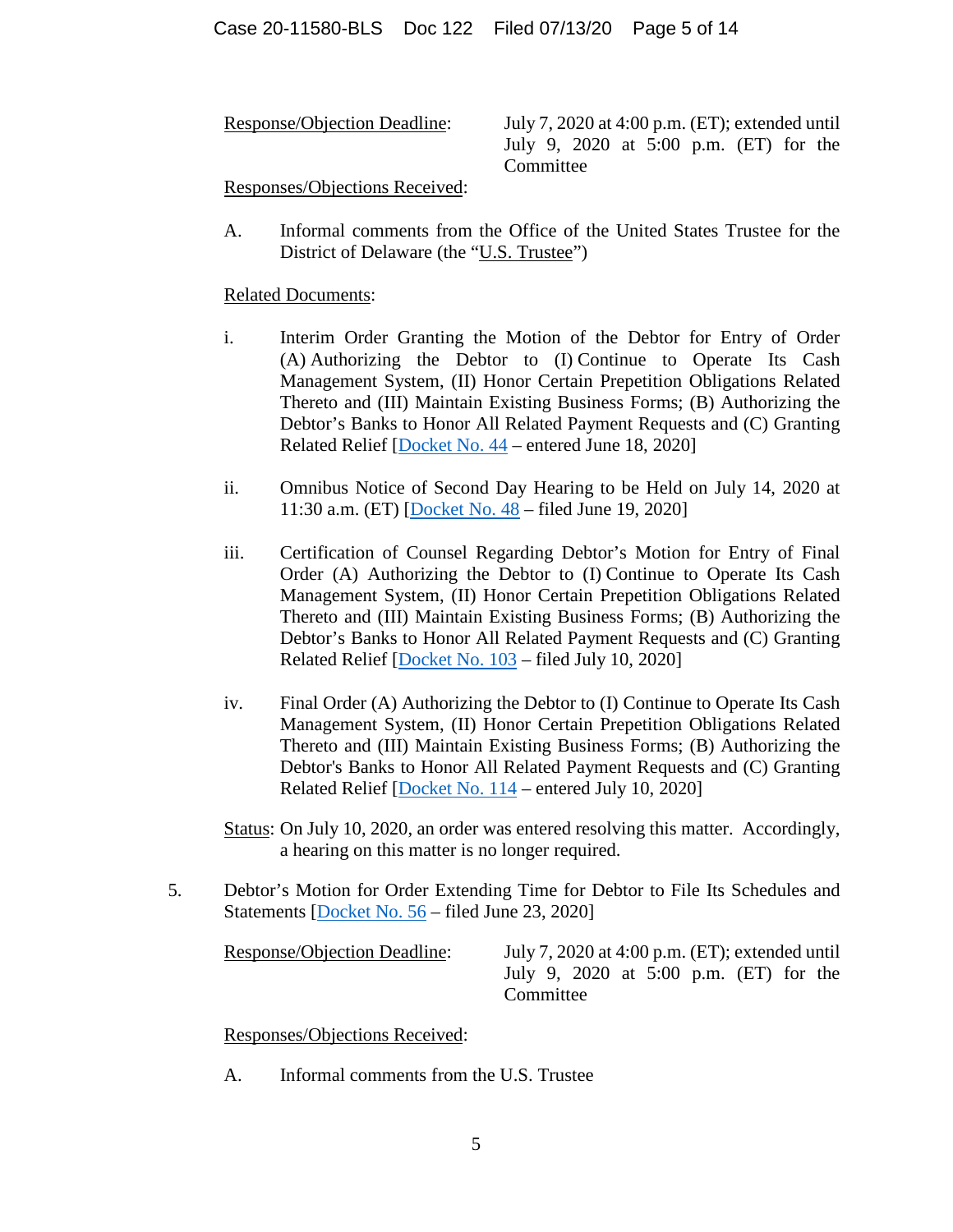Response/Objection Deadline: July 7, 2020 at 4:00 p.m. (ET); extended until July 9, 2020 at 5:00 p.m. (ET) for the Committee

Responses/Objections Received:

A. Informal comments from the Office of the United States Trustee for the District of Delaware (the "U.S. Trustee")

Related Documents:

i. Interim Order Granting the Motion of the Debtor for Entry of Order (A) Authorizing the Debtor to (I) Continue to Operate Its Cash Management System, (II) Honor Certain Prepetition Obligations Related Thereto and (III) Maintain Existing Business Forms; (B) Authorizing the Debtor's Banks to Honor All Related Payment Requests and (C) Granting Related Relief [Docket No. 44 – entered June 18, 2020]

ii. Omnibus Notice of Second Day Hearing to be Held on July 14, 2020 at 11:30 a.m. (ET) [Docket No. 48 – filed June 19, 2020]

iii. Certification of Counsel Regarding Debtor's Motion for Entry of Final Order (A) Authorizing the Debtor to (I) Continue to Operate Its Cash Management System, (II) Honor Certain Prepetition Obligations Related Thereto and (III) Maintain Existing Business Forms; (B) Authorizing the Debtor's Banks to Honor All Related Payment Requests and (C) Granting Related Relief [Docket No. 103 – filed July 10, 2020]

iv. Final Order (A) Authorizing the Debtor to (I) Continue to Operate Its Cash Management System, (II) Honor Certain Prepetition Obligations Related Thereto and (III) Maintain Existing Business Forms; (B) Authorizing the Debtor's Banks to Honor All Related Payment Requests and (C) Granting Related Relief [Docket No. 114 – entered July 10, 2020]

Status: On July 10, 2020, an order was entered resolving this matter. Accordingly, a hearing on this matter is no longer required.

5. Debtor's Motion for Order Extending Time for Debtor to File Its Schedules and Statements [Docket No. 56 – filed June 23, 2020]

Response/Objection Deadline: July 7, 2020 at 4:00 p.m. (ET); extended until July 9, 2020 at 5:00 p.m. (ET) for the Committee

Responses/Objections Received:

A. Informal comments from the U.S. Trustee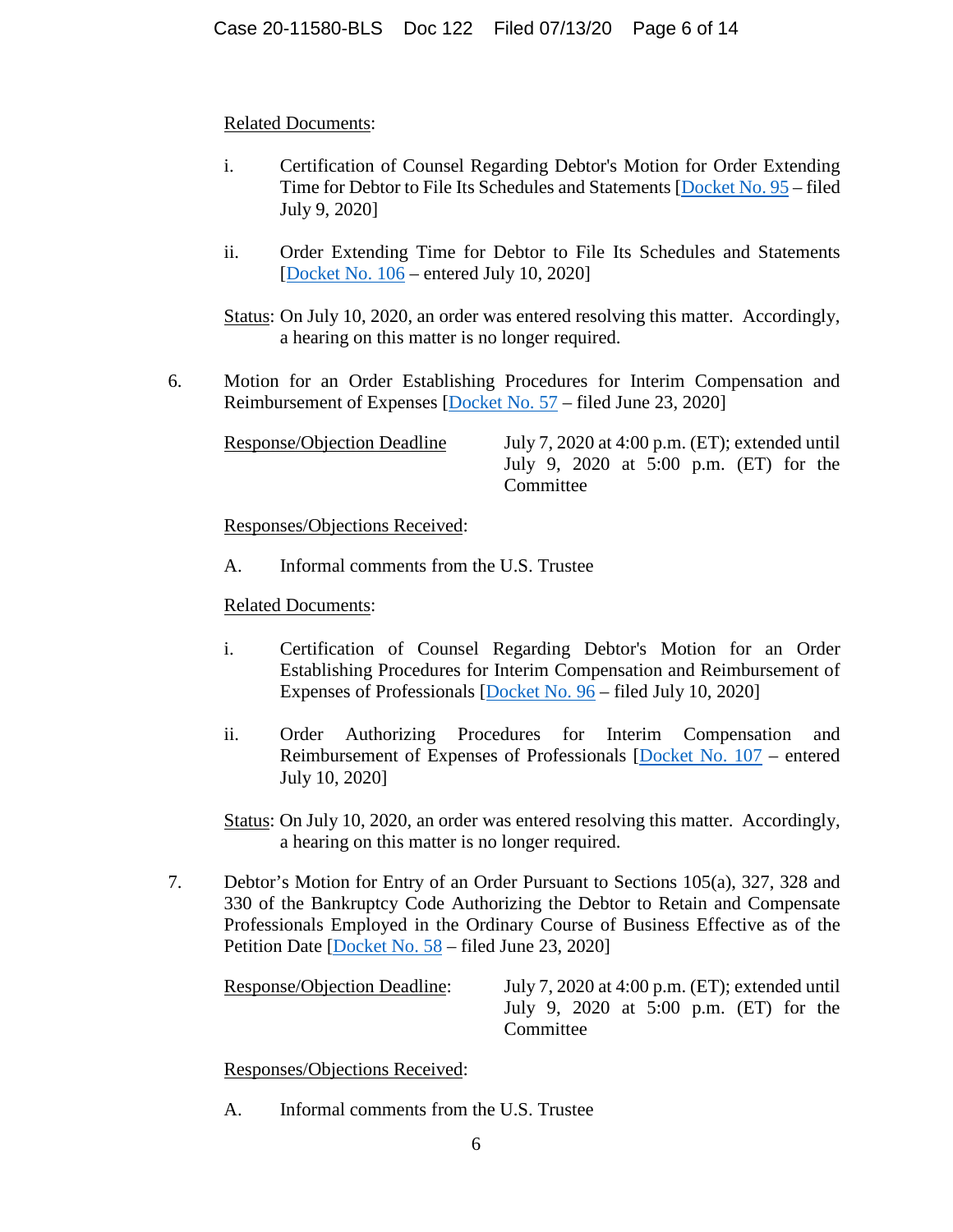Related Documents:

i. Certification of Counsel Regarding Debtor's Motion for Order Extending Time for Debtor to File Its Schedules and Statements [Docket No. 95 – filed July 9, 2020]

ii. Order Extending Time for Debtor to File Its Schedules and Statements [Docket No. 106 – entered July 10, 2020]

Status: On July 10, 2020, an order was entered resolving this matter. Accordingly, a hearing on this matter is no longer required.

6. Motion for an Order Establishing Procedures for Interim Compensation and Reimbursement of Expenses [Docket No. 57 – filed June 23, 2020]

Response/Objection Deadline: July 7, 2020 at 4:00 p.m. (ET); extended until July 9, 2020 at 5:00 p.m. (ET) for the Committee

Responses/Objections Received:

A. Informal comments from the U.S. Trustee

Related Documents:

i. Certification of Counsel Regarding Debtor's Motion for an Order Establishing Procedures for Interim Compensation and Reimbursement of Expenses of Professionals [Docket No. 96 – filed July 10, 2020]

ii. Order Authorizing Procedures for Interim Compensation and Reimbursement of Expenses of Professionals [Docket No. 107 – entered July 10, 2020]

Status: On July 10, 2020, an order was entered resolving this matter. Accordingly, a hearing on this matter is no longer required.

7. Debtor's Motion for Entry of an Order Pursuant to Sections 105(a), 327, 328 and 330 of the Bankruptcy Code Authorizing the Debtor to Retain and Compensate Professionals Employed in the Ordinary Course of Business Effective as of the Petition Date [Docket No. 58 – filed June 23, 2020]

Response/Objection Deadline: July 7, 2020 at 4:00 p.m. (ET); extended until July 9, 2020 at 5:00 p.m. (ET) for the Committee

Responses/Objections Received:

A. Informal comments from the U.S. Trustee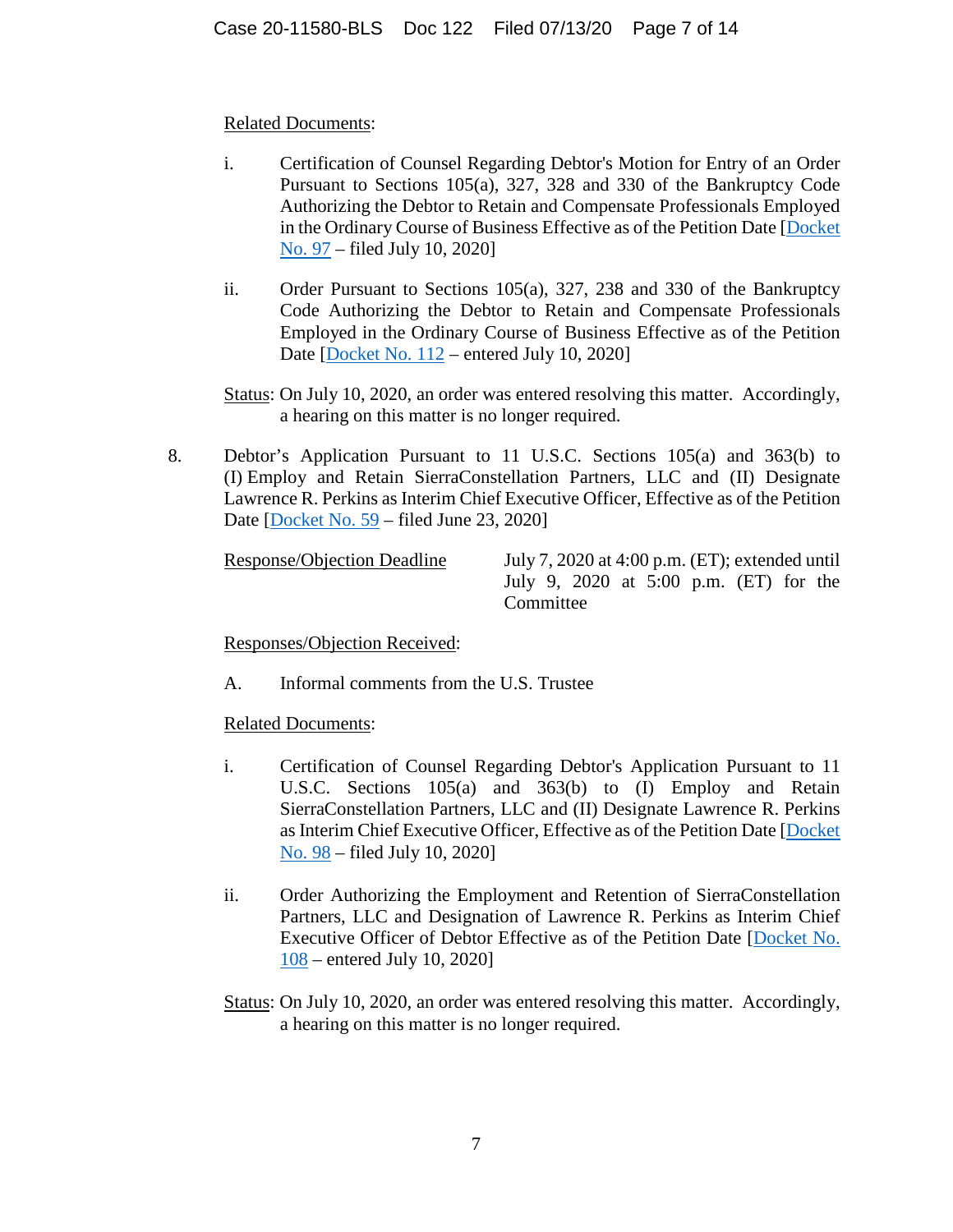Related Documents:

i. Certification of Counsel Regarding Debtor's Motion for Entry of an Order Pursuant to Sections 105(a), 327, 328 and 330 of the Bankruptcy Code Authorizing the Debtor to Retain and Compensate Professionals Employed in the Ordinary Course of Business Effective as of the Petition Date [Docket No. 97 – filed July 10, 2020]

ii. Order Pursuant to Sections 105(a), 327, 238 and 330 of the Bankruptcy Code Authorizing the Debtor to Retain and Compensate Professionals Employed in the Ordinary Course of Business Effective as of the Petition Date [Docket No. 112 – entered July 10, 2020]

Status: On July 10, 2020, an order was entered resolving this matter. Accordingly, a hearing on this matter is no longer required.

8. Debtor's Application Pursuant to 11 U.S.C. Sections 105(a) and 363(b) to (I) Employ and Retain SierraConstellation Partners, LLC and (II) Designate Lawrence R. Perkins as Interim Chief Executive Officer, Effective as of the Petition Date [Docket No. 59 – filed June 23, 2020]

Response/Objection Deadline: July 7, 2020 at 4:00 p.m. (ET); extended until July 9, 2020 at 5:00 p.m. (ET) for the Committee

Responses/Objection Received:

A. Informal comments from the U.S. Trustee

Related Documents:

i. Certification of Counsel Regarding Debtor's Application Pursuant to 11 U.S.C. Sections 105(a) and 363(b) to (I) Employ and Retain SierraConstellation Partners, LLC and (II) Designate Lawrence R. Perkins as Interim Chief Executive Officer, Effective as of the Petition Date [Docket No. 98 – filed July 10, 2020]

ii. Order Authorizing the Employment and Retention of SierraConstellation Partners, LLC and Designation of Lawrence R. Perkins as Interim Chief Executive Officer of Debtor Effective as of the Petition Date [Docket No. 108 – entered July 10, 2020]

Status: On July 10, 2020, an order was entered resolving this matter. Accordingly, a hearing on this matter is no longer required.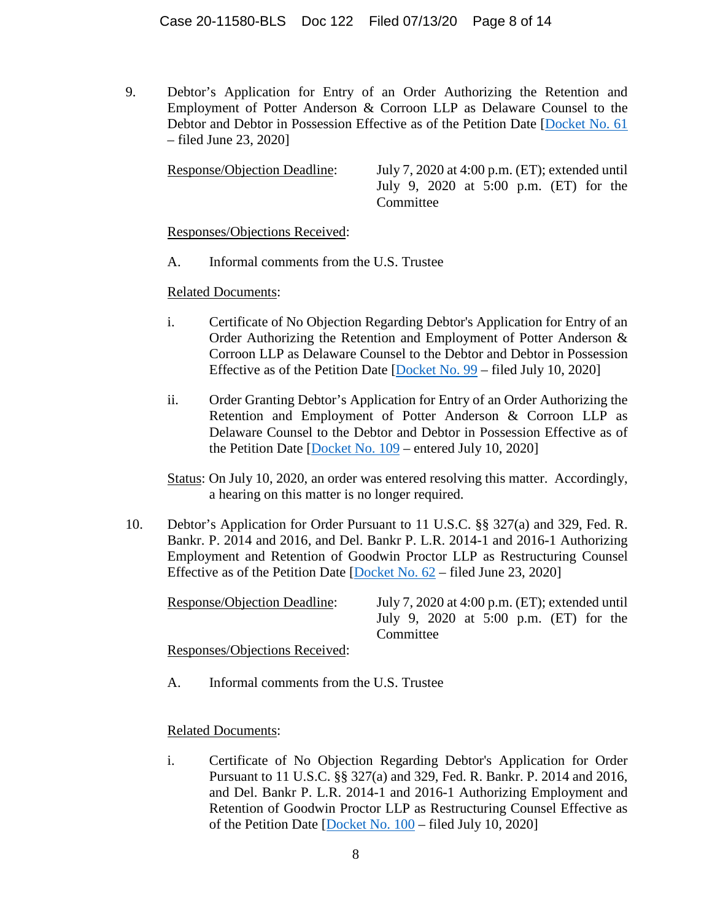9. Debtor's Application for Entry of an Order Authorizing the Retention and Employment of Potter Anderson & Corroon LLP as Delaware Counsel to the Debtor and Debtor in Possession Effective as of the Petition Date [Docket No. 61 – filed June 23, 2020]

   Response/Objection Deadline: July 7, 2020 at 4:00 p.m. (ET); extended until July 9, 2020 at 5:00 p.m. (ET) for the Committee

   Responses/Objections Received:

   A. Informal comments from the U.S. Trustee

   Related Documents:

   i. Certificate of No Objection Regarding Debtor's Application for Entry of an Order Authorizing the Retention and Employment of Potter Anderson & Corroon LLP as Delaware Counsel to the Debtor and Debtor in Possession Effective as of the Petition Date [Docket No. 99 – filed July 10, 2020]

   ii. Order Granting Debtor's Application for Entry of an Order Authorizing the Retention and Employment of Potter Anderson & Corroon LLP as Delaware Counsel to the Debtor and Debtor in Possession Effective as of the Petition Date [Docket No. 109 – entered July 10, 2020]

   Status: On July 10, 2020, an order was entered resolving this matter. Accordingly, a hearing on this matter is no longer required.

10. Debtor's Application for Order Pursuant to 11 U.S.C. §§ 327(a) and 329, Fed. R. Bankr. P. 2014 and 2016, and Del. Bankr P. L.R. 2014-1 and 2016-1 Authorizing Employment and Retention of Goodwin Proctor LLP as Restructuring Counsel Effective as of the Petition Date [Docket No. 62 – filed June 23, 2020]

    Response/Objection Deadline: July 7, 2020 at 4:00 p.m. (ET); extended until July 9, 2020 at 5:00 p.m. (ET) for the Committee

    Responses/Objections Received:

    A. Informal comments from the U.S. Trustee

    Related Documents:

    i. Certificate of No Objection Regarding Debtor's Application for Order Pursuant to 11 U.S.C. §§ 327(a) and 329, Fed. R. Bankr. P. 2014 and 2016, and Del. Bankr P. L.R. 2014-1 and 2016-1 Authorizing Employment and Retention of Goodwin Proctor LLP as Restructuring Counsel Effective as of the Petition Date [Docket No. 100 – filed July 10, 2020]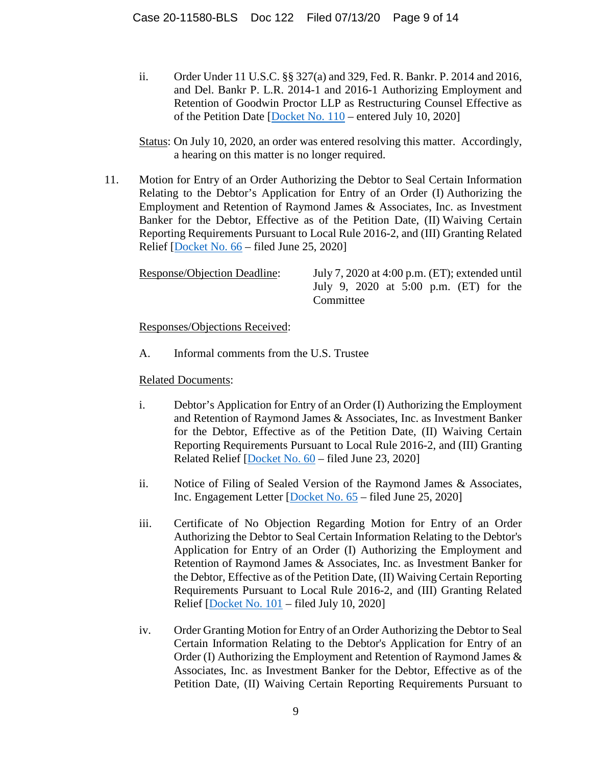ii. Order Under 11 U.S.C. §§ 327(a) and 329, Fed. R. Bankr. P. 2014 and 2016, and Del. Bankr P. L.R. 2014-1 and 2016-1 Authorizing Employment and Retention of Goodwin Proctor LLP as Restructuring Counsel Effective as of the Petition Date [Docket No. 110 – entered July 10, 2020]

Status: On July 10, 2020, an order was entered resolving this matter. Accordingly, a hearing on this matter is no longer required.

11. Motion for Entry of an Order Authorizing the Debtor to Seal Certain Information Relating to the Debtor's Application for Entry of an Order (I) Authorizing the Employment and Retention of Raymond James & Associates, Inc. as Investment Banker for the Debtor, Effective as of the Petition Date, (II) Waiving Certain Reporting Requirements Pursuant to Local Rule 2016-2, and (III) Granting Related Relief [Docket No. 66 – filed June 25, 2020]

Response/Objection Deadline: July 7, 2020 at 4:00 p.m. (ET); extended until July 9, 2020 at 5:00 p.m. (ET) for the Committee

Responses/Objections Received:

A. Informal comments from the U.S. Trustee

Related Documents:

i. Debtor's Application for Entry of an Order (I) Authorizing the Employment and Retention of Raymond James & Associates, Inc. as Investment Banker for the Debtor, Effective as of the Petition Date, (II) Waiving Certain Reporting Requirements Pursuant to Local Rule 2016-2, and (III) Granting Related Relief [Docket No. 60 – filed June 23, 2020]

ii. Notice of Filing of Sealed Version of the Raymond James & Associates, Inc. Engagement Letter [Docket No. 65 – filed June 25, 2020]

iii. Certificate of No Objection Regarding Motion for Entry of an Order Authorizing the Debtor to Seal Certain Information Relating to the Debtor's Application for Entry of an Order (I) Authorizing the Employment and Retention of Raymond James & Associates, Inc. as Investment Banker for the Debtor, Effective as of the Petition Date, (II) Waiving Certain Reporting Requirements Pursuant to Local Rule 2016-2, and (III) Granting Related Relief [Docket No. 101 – filed July 10, 2020]

iv. Order Granting Motion for Entry of an Order Authorizing the Debtor to Seal Certain Information Relating to the Debtor's Application for Entry of an Order (I) Authorizing the Employment and Retention of Raymond James & Associates, Inc. as Investment Banker for the Debtor, Effective as of the Petition Date, (II) Waiving Certain Reporting Requirements Pursuant to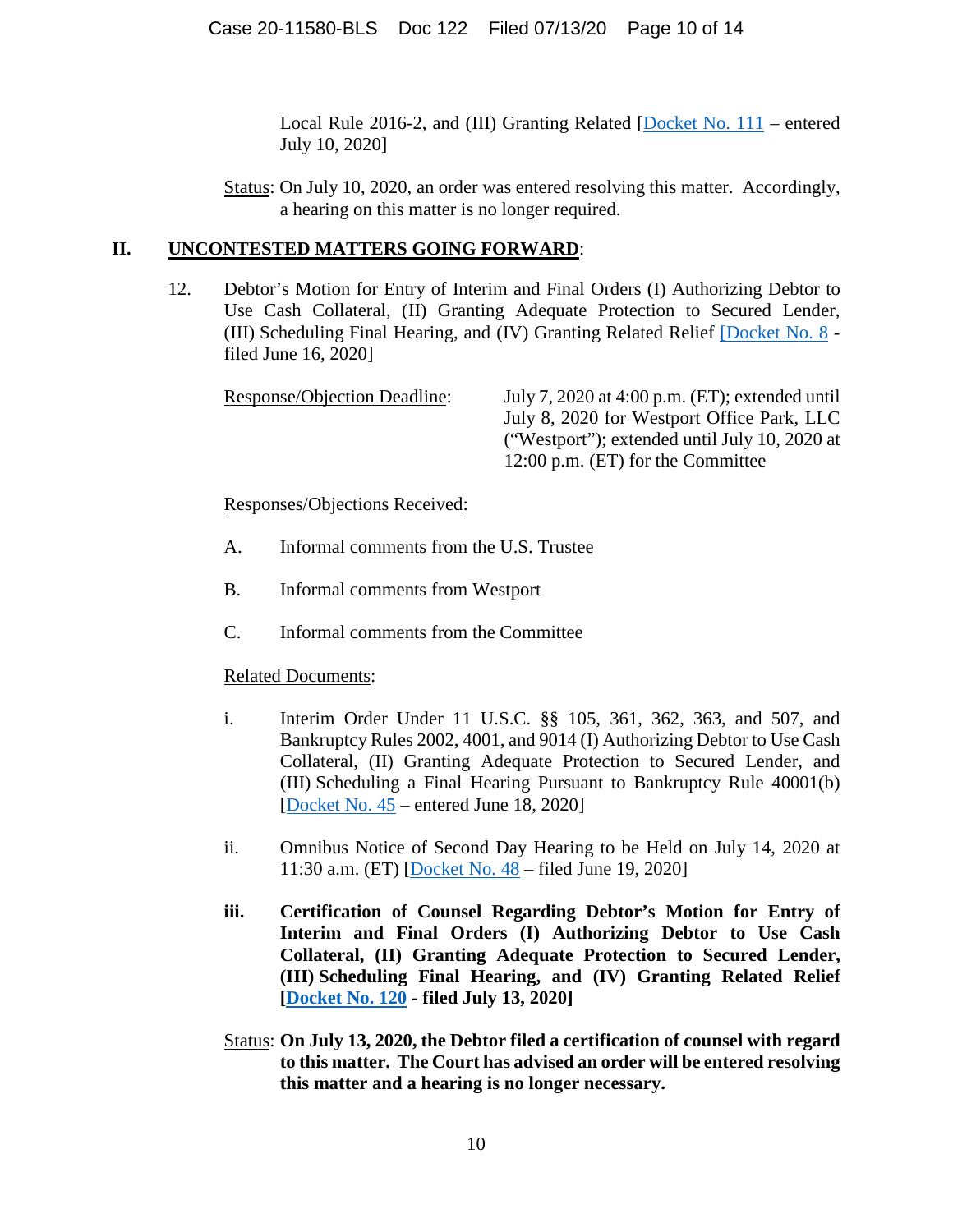Local Rule 2016-2, and (III) Granting Related [Docket No. 111 – entered July 10, 2020]

Status: On July 10, 2020, an order was entered resolving this matter. Accordingly, a hearing on this matter is no longer required.

## II. UNCONTESTED MATTERS GOING FORWARD:

12. Debtor's Motion for Entry of Interim and Final Orders (I) Authorizing Debtor to Use Cash Collateral, (II) Granting Adequate Protection to Secured Lender, (III) Scheduling Final Hearing, and (IV) Granting Related Relief [Docket No. 8 - filed June 16, 2020]

    Response/Objection Deadline: July 7, 2020 at 4:00 p.m. (ET); extended until July 8, 2020 for Westport Office Park, LLC ("Westport"); extended until July 10, 2020 at 12:00 p.m. (ET) for the Committee

    Responses/Objections Received:

    A. Informal comments from the U.S. Trustee

    B. Informal comments from Westport

    C. Informal comments from the Committee

    Related Documents:

    i. Interim Order Under 11 U.S.C. §§ 105, 361, 362, 363, and 507, and Bankruptcy Rules 2002, 4001, and 9014 (I) Authorizing Debtor to Use Cash Collateral, (II) Granting Adequate Protection to Secured Lender, and (III) Scheduling a Final Hearing Pursuant to Bankruptcy Rule 40001(b) [Docket No. 45 – entered June 18, 2020]

    ii. Omnibus Notice of Second Day Hearing to be Held on July 14, 2020 at 11:30 a.m. (ET) [Docket No. 48 – filed June 19, 2020]

    **iii. Certification of Counsel Regarding Debtor's Motion for Entry of Interim and Final Orders (I) Authorizing Debtor to Use Cash Collateral, (II) Granting Adequate Protection to Secured Lender, (III) Scheduling Final Hearing, and (IV) Granting Related Relief [Docket No. 120 - filed July 13, 2020]**

    Status: **On July 13, 2020, the Debtor filed a certification of counsel with regard to this matter. The Court has advised an order will be entered resolving this matter and a hearing is no longer necessary.**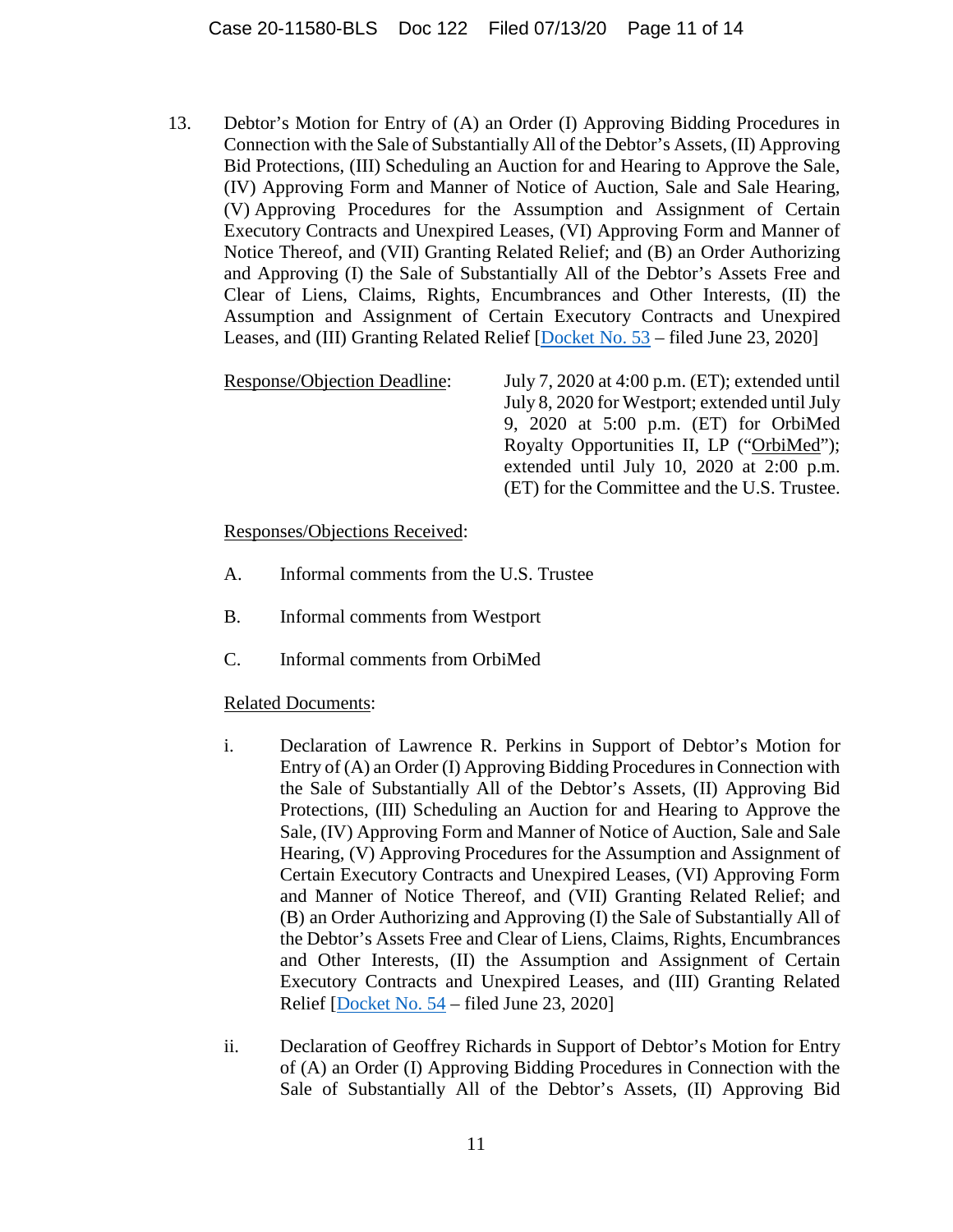13. Debtor's Motion for Entry of (A) an Order (I) Approving Bidding Procedures in Connection with the Sale of Substantially All of the Debtor's Assets, (II) Approving Bid Protections, (III) Scheduling an Auction for and Hearing to Approve the Sale, (IV) Approving Form and Manner of Notice of Auction, Sale and Sale Hearing, (V) Approving Procedures for the Assumption and Assignment of Certain Executory Contracts and Unexpired Leases, (VI) Approving Form and Manner of Notice Thereof, and (VII) Granting Related Relief; and (B) an Order Authorizing and Approving (I) the Sale of Substantially All of the Debtor's Assets Free and Clear of Liens, Claims, Rights, Encumbrances and Other Interests, (II) the Assumption and Assignment of Certain Executory Contracts and Unexpired Leases, and (III) Granting Related Relief [Docket No. 53 – filed June 23, 2020]

Response/Objection Deadline: July 7, 2020 at 4:00 p.m. (ET); extended until July 8, 2020 for Westport; extended until July 9, 2020 at 5:00 p.m. (ET) for OrbiMed Royalty Opportunities II, LP ("OrbiMed"); extended until July 10, 2020 at 2:00 p.m. (ET) for the Committee and the U.S. Trustee.

Responses/Objections Received:

A. Informal comments from the U.S. Trustee

B. Informal comments from Westport

C. Informal comments from OrbiMed

Related Documents:

i. Declaration of Lawrence R. Perkins in Support of Debtor's Motion for Entry of (A) an Order (I) Approving Bidding Procedures in Connection with the Sale of Substantially All of the Debtor's Assets, (II) Approving Bid Protections, (III) Scheduling an Auction for and Hearing to Approve the Sale, (IV) Approving Form and Manner of Notice of Auction, Sale and Sale Hearing, (V) Approving Procedures for the Assumption and Assignment of Certain Executory Contracts and Unexpired Leases, (VI) Approving Form and Manner of Notice Thereof, and (VII) Granting Related Relief; and (B) an Order Authorizing and Approving (I) the Sale of Substantially All of the Debtor's Assets Free and Clear of Liens, Claims, Rights, Encumbrances and Other Interests, (II) the Assumption and Assignment of Certain Executory Contracts and Unexpired Leases, and (III) Granting Related Relief [Docket No. 54 – filed June 23, 2020]

ii. Declaration of Geoffrey Richards in Support of Debtor's Motion for Entry of (A) an Order (I) Approving Bidding Procedures in Connection with the Sale of Substantially All of the Debtor's Assets, (II) Approving Bid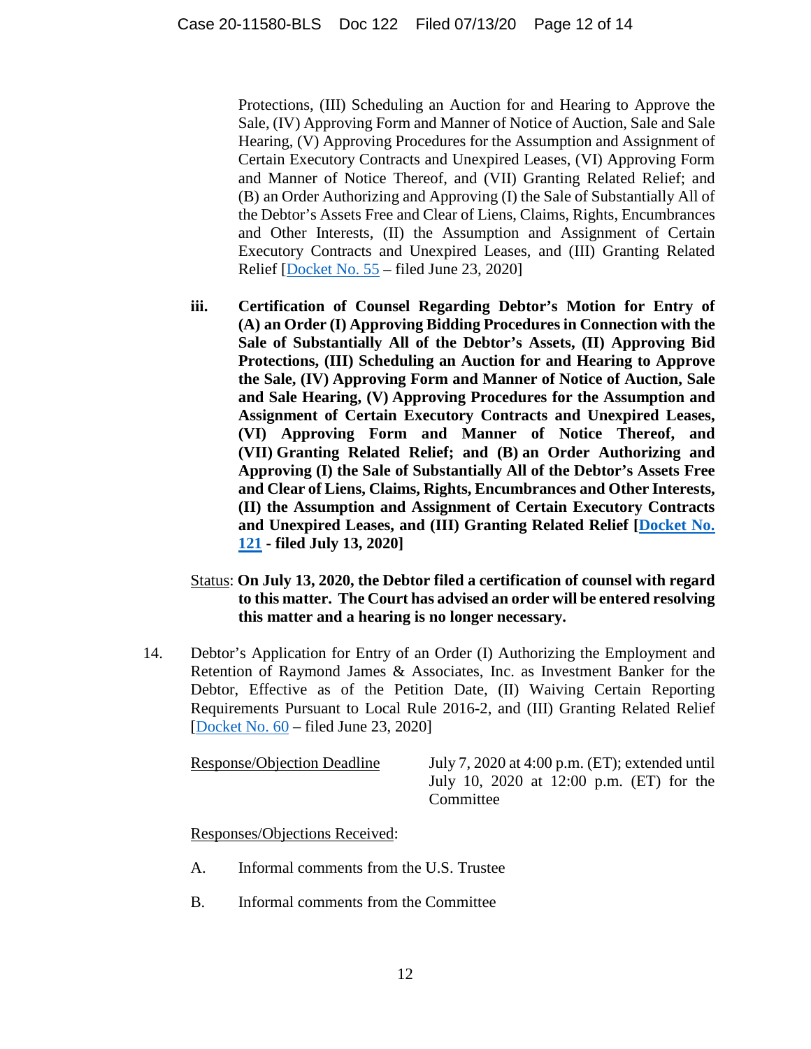Protections, (III) Scheduling an Auction for and Hearing to Approve the Sale, (IV) Approving Form and Manner of Notice of Auction, Sale and Sale Hearing, (V) Approving Procedures for the Assumption and Assignment of Certain Executory Contracts and Unexpired Leases, (VI) Approving Form and Manner of Notice Thereof, and (VII) Granting Related Relief; and (B) an Order Authorizing and Approving (I) the Sale of Substantially All of the Debtor's Assets Free and Clear of Liens, Claims, Rights, Encumbrances and Other Interests, (II) the Assumption and Assignment of Certain Executory Contracts and Unexpired Leases, and (III) Granting Related Relief [Docket No. 55 – filed June 23, 2020]

iii. **Certification of Counsel Regarding Debtor's Motion for Entry of (A) an Order (I) Approving Bidding Procedures in Connection with the Sale of Substantially All of the Debtor's Assets, (II) Approving Bid Protections, (III) Scheduling an Auction for and Hearing to Approve the Sale, (IV) Approving Form and Manner of Notice of Auction, Sale and Sale Hearing, (V) Approving Procedures for the Assumption and Assignment of Certain Executory Contracts and Unexpired Leases, (VI) Approving Form and Manner of Notice Thereof, and (VII) Granting Related Relief; and (B) an Order Authorizing and Approving (I) the Sale of Substantially All of the Debtor's Assets Free and Clear of Liens, Claims, Rights, Encumbrances and Other Interests, (II) the Assumption and Assignment of Certain Executory Contracts and Unexpired Leases, and (III) Granting Related Relief [Docket No. 121 - filed July 13, 2020]**

Status: **On July 13, 2020, the Debtor filed a certification of counsel with regard to this matter. The Court has advised an order will be entered resolving this matter and a hearing is no longer necessary.**

14. Debtor's Application for Entry of an Order (I) Authorizing the Employment and Retention of Raymond James & Associates, Inc. as Investment Banker for the Debtor, Effective as of the Petition Date, (II) Waiving Certain Reporting Requirements Pursuant to Local Rule 2016-2, and (III) Granting Related Relief [Docket No. 60 – filed June 23, 2020]

Response/Objection Deadline: July 7, 2020 at 4:00 p.m. (ET); extended until July 10, 2020 at 12:00 p.m. (ET) for the Committee

Responses/Objections Received:

A. Informal comments from the U.S. Trustee

B. Informal comments from the Committee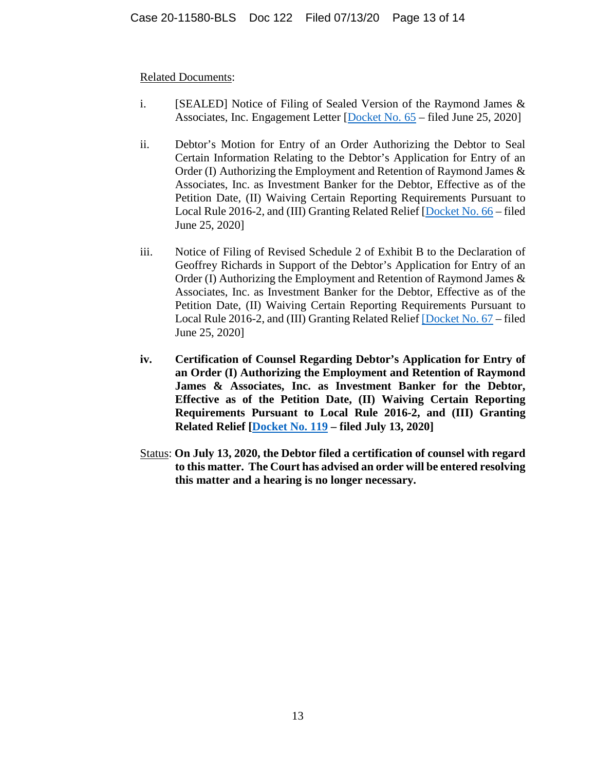<u>Related Documents</u>:

i. [SEALED] Notice of Filing of Sealed Version of the Raymond James & Associates, Inc. Engagement Letter [Docket No. 65 – filed June 25, 2020]

ii. Debtor's Motion for Entry of an Order Authorizing the Debtor to Seal Certain Information Relating to the Debtor's Application for Entry of an Order (I) Authorizing the Employment and Retention of Raymond James & Associates, Inc. as Investment Banker for the Debtor, Effective as of the Petition Date, (II) Waiving Certain Reporting Requirements Pursuant to Local Rule 2016-2, and (III) Granting Related Relief [Docket No. 66 – filed June 25, 2020]

iii. Notice of Filing of Revised Schedule 2 of Exhibit B to the Declaration of Geoffrey Richards in Support of the Debtor's Application for Entry of an Order (I) Authorizing the Employment and Retention of Raymond James & Associates, Inc. as Investment Banker for the Debtor, Effective as of the Petition Date, (II) Waiving Certain Reporting Requirements Pursuant to Local Rule 2016-2, and (III) Granting Related Relief [Docket No. 67 – filed June 25, 2020]

**iv. Certification of Counsel Regarding Debtor's Application for Entry of an Order (I) Authorizing the Employment and Retention of Raymond James & Associates, Inc. as Investment Banker for the Debtor, Effective as of the Petition Date, (II) Waiving Certain Reporting Requirements Pursuant to Local Rule 2016-2, and (III) Granting Related Relief [Docket No. 119 – filed July 13, 2020]**

<u>Status</u>: **On July 13, 2020, the Debtor filed a certification of counsel with regard to this matter. The Court has advised an order will be entered resolving this matter and a hearing is no longer necessary.**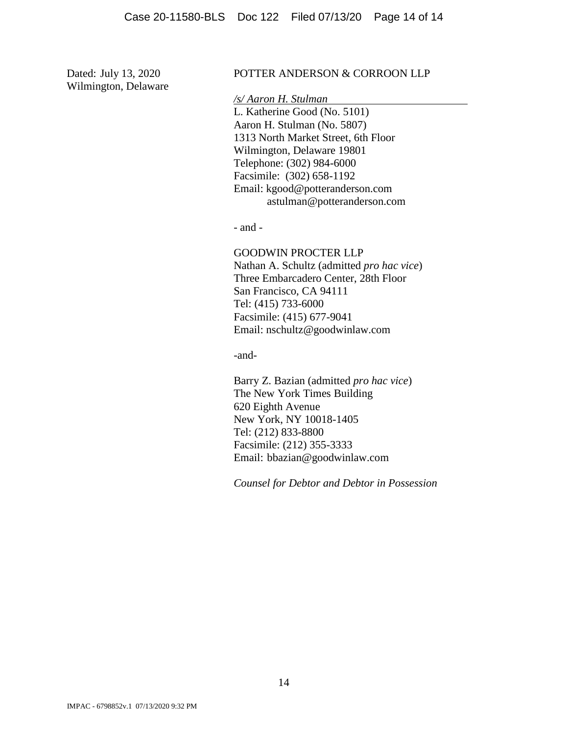Dated: July 13, 2020
Wilmington, Delaware

POTTER ANDERSON & CORROON LLP

*/s/ Aaron H. Stulman*
L. Katherine Good (No. 5101)
Aaron H. Stulman (No. 5807)
1313 North Market Street, 6th Floor
Wilmington, Delaware 19801
Telephone: (302) 984-6000
Facsimile: (302) 658-1192
Email: kgood@potteranderson.com
astulman@potteranderson.com

- and -

GOODWIN PROCTER LLP
Nathan A. Schultz (admitted *pro hac vice*)
Three Embarcadero Center, 28th Floor
San Francisco, CA 94111
Tel: (415) 733-6000
Facsimile: (415) 677-9041
Email: nschultz@goodwinlaw.com

-and-

Barry Z. Bazian (admitted *pro hac vice*)
The New York Times Building
620 Eighth Avenue
New York, NY 10018-1405
Tel: (212) 833-8800
Facsimile: (212) 355-3333
Email: bbazian@goodwinlaw.com

*Counsel for Debtor and Debtor in Possession*

IMPAC - 6798852v.1 07/13/2020 9:32 PM